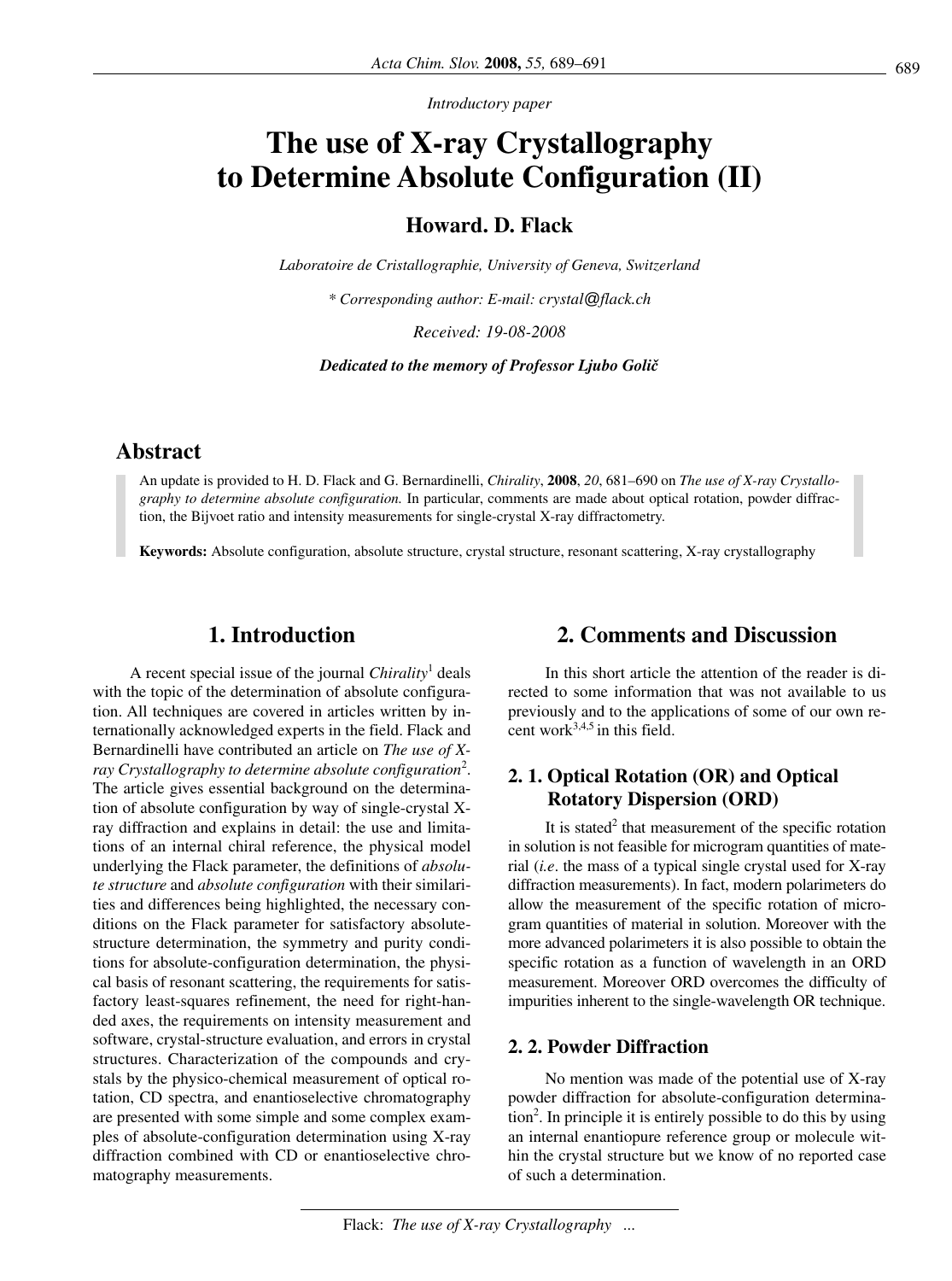*Introductory paper*

# The use of X-ray Crystallography to Determine Absolute Configuration (II)

**Howard. D. Flack**

*Laboratoire de Cristallographie, University of Geneva, Switzerland*

*\* Corresponding author: E-mail: crystal@flack.ch*

*Received: 19-08-2008*

***Dedicated to the memory of Professor Ljubo Golič***

## Abstract

An update is provided to H. D. Flack and G. Bernardinelli, *Chirality*, **2008**, *20*, 681–690 on *The use of X-ray Crystallography to determine absolute configuration.* In particular, comments are made about optical rotation, powder diffraction, the Bijvoet ratio and intensity measurements for single-crystal X-ray diffractometry.

**Keywords:** Absolute configuration, absolute structure, crystal structure, resonant scattering, X-ray crystallography

## 1. Introduction

A recent special issue of the journal *Chirality*[1] deals with the topic of the determination of absolute configuration. All techniques are covered in articles written by internationally acknowledged experts in the field. Flack and Bernardinelli have contributed an article on *The use of X-ray Crystallography to determine absolute configuration*[2]. The article gives essential background on the determination of absolute configuration by way of single-crystal X-ray diffraction and explains in detail: the use and limitations of an internal chiral reference, the physical model underlying the Flack parameter, the definitions of *absolute structure* and *absolute configuration* with their similarities and differences being highlighted, the necessary conditions on the Flack parameter for satisfactory absolute-structure determination, the symmetry and purity conditions for absolute-configuration determination, the physical basis of resonant scattering, the requirements for satisfactory least-squares refinement, the need for right-handed axes, the requirements on intensity measurement and software, crystal-structure evaluation, and errors in crystal structures. Characterization of the compounds and crystals by the physico-chemical measurement of optical rotation, CD spectra, and enantioselective chromatography are presented with some simple and some complex examples of absolute-configuration determination using X-ray diffraction combined with CD or enantioselective chromatography measurements.

## 2. Comments and Discussion

In this short article the attention of the reader is directed to some information that was not available to us previously and to the applications of some of our own recent work[3,4,5] in this field.

### 2. 1. Optical Rotation (OR) and Optical Rotatory Dispersion (ORD)

It is stated[2] that measurement of the specific rotation in solution is not feasible for microgram quantities of material (*i.e*. the mass of a typical single crystal used for X-ray diffraction measurements). In fact, modern polarimeters do allow the measurement of the specific rotation of microgram quantities of material in solution. Moreover with the more advanced polarimeters it is also possible to obtain the specific rotation as a function of wavelength in an ORD measurement. Moreover ORD overcomes the difficulty of impurities inherent to the single-wavelength OR technique.

### 2. 2. Powder Diffraction

No mention was made of the potential use of X-ray powder diffraction for absolute-configuration determination[2]. In principle it is entirely possible to do this by using an internal enantiopure reference group or molecule within the crystal structure but we know of no reported case of such a determination.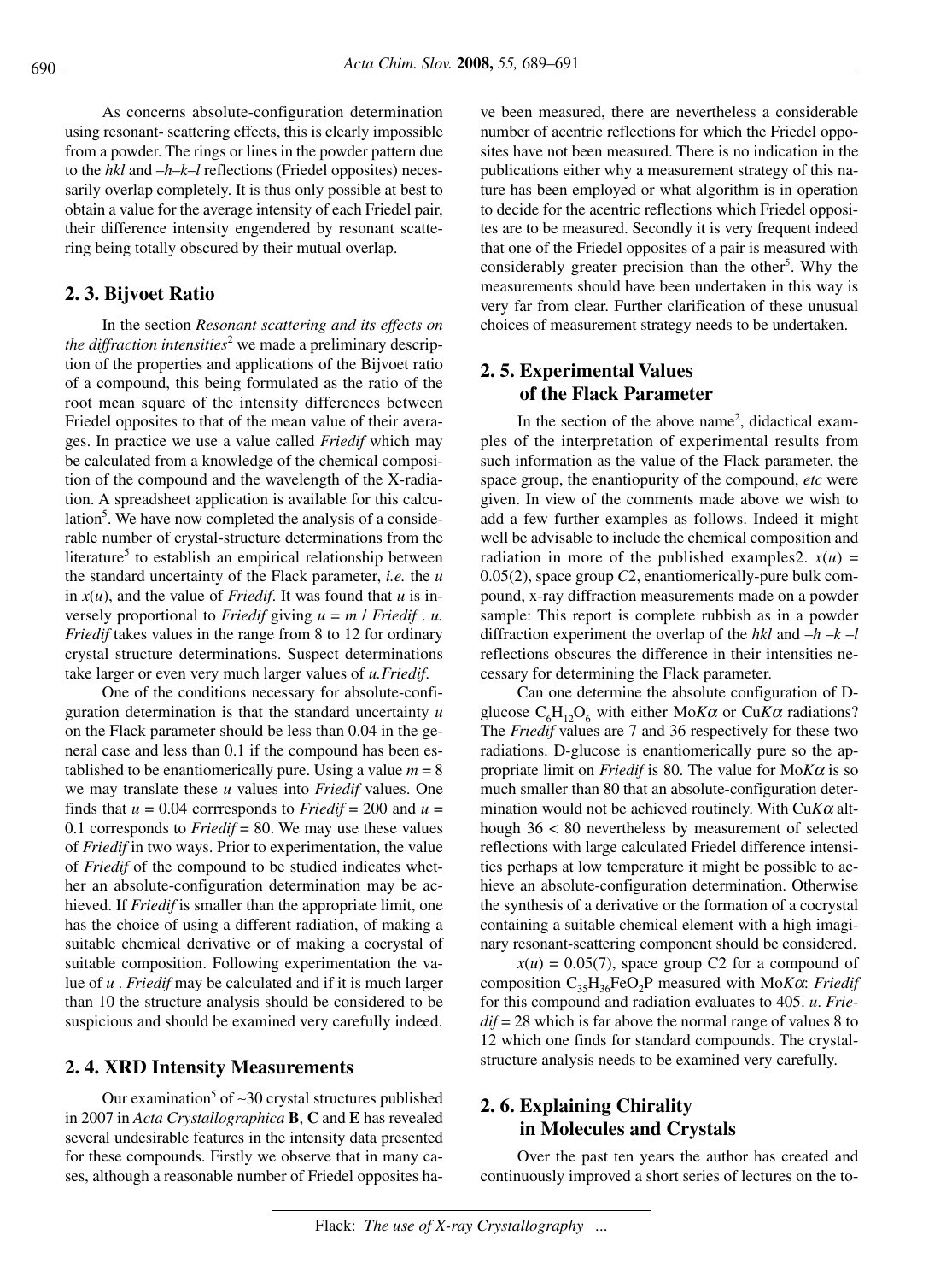As concerns absolute-configuration determination using resonant- scattering effects, this is clearly impossible from a powder. The rings or lines in the powder pattern due to the *hkl* and *–h–k–l* reflections (Friedel opposites) necessarily overlap completely. It is thus only possible at best to obtain a value for the average intensity of each Friedel pair, their difference intensity engendered by resonant scattering being totally obscured by their mutual overlap.

## 2. 3. Bijvoet Ratio

In the section *Resonant scattering and its effects on the diffraction intensities*[2] we made a preliminary description of the properties and applications of the Bijvoet ratio of a compound, this being formulated as the ratio of the root mean square of the intensity differences between Friedel opposites to that of the mean value of their averages. In practice we use a value called *Friedif* which may be calculated from a knowledge of the chemical composition of the compound and the wavelength of the X-radiation. A spreadsheet application is available for this calculation[5]. We have now completed the analysis of a considerable number of crystal-structure determinations from the literature[5] to establish an empirical relationship between the standard uncertainty of the Flack parameter, *i.e.* the $u$ in $x(u)$, and the value of *Friedif*. It was found that $u$ is inversely proportional to *Friedif* giving $u = m$ / *Friedif* . $u$. *Friedif* takes values in the range from 8 to 12 for ordinary crystal structure determinations. Suspect determinations take larger or even very much larger values of $u$.*Friedif*.

One of the conditions necessary for absolute-configuration determination is that the standard uncertainty $u$ on the Flack parameter should be less than 0.04 in the general case and less than 0.1 if the compound has been established to be enantiomerically pure. Using a value $m = 8$ we may translate these $u$ values into *Friedif* values. One finds that $u = 0.04$ corrresponds to *Friedif* = 200 and $u = 0.1$ corresponds to *Friedif* = 80. We may use these values of *Friedif* in two ways. Prior to experimentation, the value of *Friedif* of the compound to be studied indicates whether an absolute-configuration determination may be achieved. If *Friedif* is smaller than the appropriate limit, one has the choice of using a different radiation, of making a suitable chemical derivative or of making a cocrystal of suitable composition. Following experimentation the value of $u$ . *Friedif* may be calculated and if it is much larger than 10 the structure analysis should be considered to be suspicious and should be examined very carefully indeed.

## 2. 4. XRD Intensity Measurements

Our examination[5] of ~30 crystal structures published in 2007 in *Acta Crystallographica* **B**, **C** and **E** has revealed several undesirable features in the intensity data presented for these compounds. Firstly we observe that in many cases, although a reasonable number of Friedel opposites have been measured, there are nevertheless a considerable number of acentric reflections for which the Friedel opposites have not been measured. There is no indication in the publications either why a measurement strategy of this nature has been employed or what algorithm is in operation to decide for the acentric reflections which Friedel opposites are to be measured. Secondly it is very frequent indeed that one of the Friedel opposites of a pair is measured with considerably greater precision than the other[5]. Why the measurements should have been undertaken in this way is very far from clear. Further clarification of these unusual choices of measurement strategy needs to be undertaken.

## 2. 5. Experimental Values of the Flack Parameter

In the section of the above name[2], didactical examples of the interpretation of experimental results from such information as the value of the Flack parameter, the space group, the enantiopurity of the compound, *etc* were given. In view of the comments made above we wish to add a few further examples as follows. Indeed it might well be advisable to include the chemical composition and radiation in more of the published examples2. $x(u) = 0.05(2)$, space group *C*2, enantiomerically-pure bulk compound, x-ray diffraction measurements made on a powder sample: This report is complete rubbish as in a powder diffraction experiment the overlap of the *hkl* and *–h –k –l* reflections obscures the difference in their intensities necessary for determining the Flack parameter.

Can one determine the absolute configuration of D-glucose $C_6H_{12}O_6$ with either Mo$K\alpha$ or Cu$K\alpha$ radiations? The *Friedif* values are 7 and 36 respectively for these two radiations. D-glucose is enantiomerically pure so the appropriate limit on *Friedif* is 80. The value for Mo$K\alpha$ is so much smaller than 80 that an absolute-configuration determination would not be achieved routinely. With Cu$K\alpha$ although 36 < 80 nevertheless by measurement of selected reflections with large calculated Friedel difference intensities perhaps at low temperature it might be possible to achieve an absolute-configuration determination. Otherwise the synthesis of a derivative or the formation of a cocrystal containing a suitable chemical element with a high imaginary resonant-scattering component should be considered.

$x(u) = 0.05(7)$, space group C2 for a compound of composition $C_{35}H_{36}FeO_2P$ measured with Mo$K\alpha$: *Friedif* for this compound and radiation evaluates to 405. $u$. *Friedif* = 28 which is far above the normal range of values 8 to 12 which one finds for standard compounds. The crystal-structure analysis needs to be examined very carefully.

## 2. 6. Explaining Chirality in Molecules and Crystals

Over the past ten years the author has created and continuously improved a short series of lectures on the to-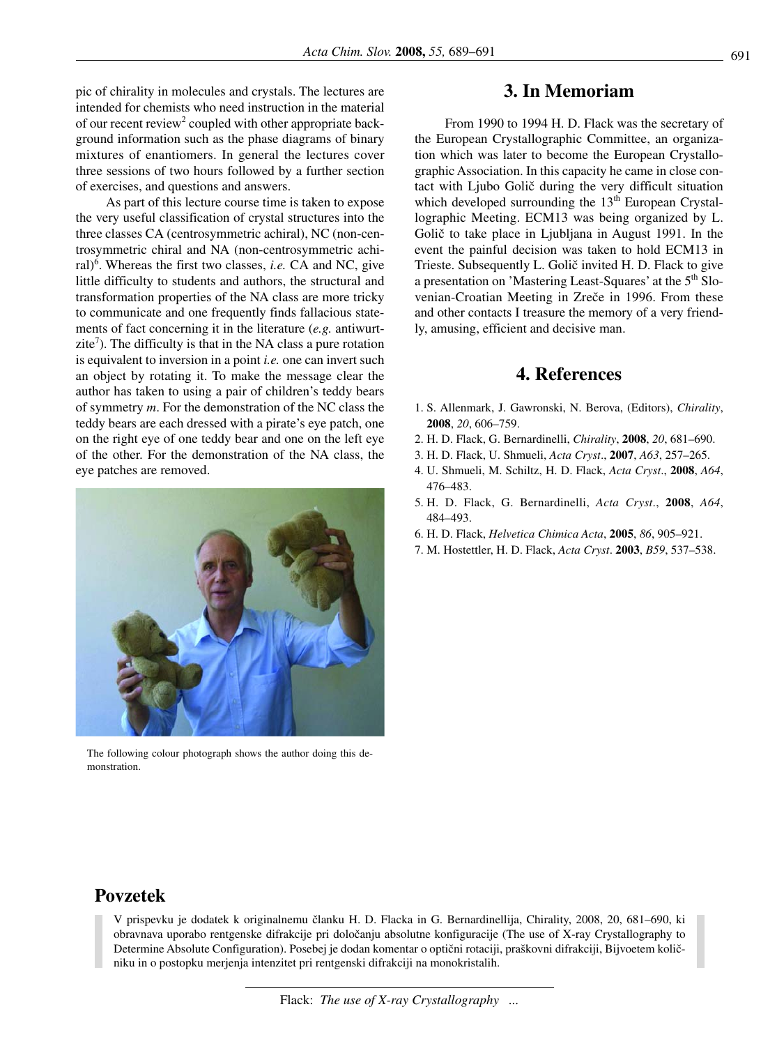pic of chirality in molecules and crystals. The lectures are intended for chemists who need instruction in the material of our recent review[2] coupled with other appropriate background information such as the phase diagrams of binary mixtures of enantiomers. In general the lectures cover three sessions of two hours followed by a further section of exercises, and questions and answers.

As part of this lecture course time is taken to expose the very useful classification of crystal structures into the three classes CA (centrosymmetric achiral), NC (non-centrosymmetric chiral and NA (non-centrosymmetric achiral)[6]. Whereas the first two classes, *i.e.* CA and NC, give little difficulty to students and authors, the structural and transformation properties of the NA class are more tricky to communicate and one frequently finds fallacious statements of fact concerning it in the literature (*e.g.* antiwurtzite[7]). The difficulty is that in the NA class a pure rotation is equivalent to inversion in a point *i.e.* one can invert such an object by rotating it. To make the message clear the author has taken to using a pair of children's teddy bears of symmetry *m*. For the demonstration of the NC class the teddy bears are each dressed with a pirate's eye patch, one on the right eye of one teddy bear and one on the left eye of the other. For the demonstration of the NA class, the eye patches are removed.

The following colour photograph shows the author doing this demonstration.

## 3. In Memoriam

From 1990 to 1994 H. D. Flack was the secretary of the European Crystallographic Committee, an organization which was later to become the European Crystallographic Association. In this capacity he came in close contact with Ljubo Golič during the very difficult situation which developed surrounding the 13th European Crystallographic Meeting. ECM13 was being organized by L. Golič to take place in Ljubljana in August 1991. In the event the painful decision was taken to hold ECM13 in Trieste. Subsequently L. Golič invited H. D. Flack to give a presentation on 'Mastering Least-Squares' at the 5th Slovenian-Croatian Meeting in Zreče in 1996. From these and other contacts I treasure the memory of a very friendly, amusing, efficient and decisive man.

## 4. References

1. S. Allenmark, J. Gawronski, N. Berova, (Editors), *Chirality*, **2008**, *20*, 606–759.
2. H. D. Flack, G. Bernardinelli, *Chirality*, **2008**, *20*, 681–690.
3. H. D. Flack, U. Shmueli, *Acta Cryst*., **2007**, *A63*, 257–265.
4. U. Shmueli, M. Schiltz, H. D. Flack, *Acta Cryst*., **2008**, *A64*, 476–483.
5. H. D. Flack, G. Bernardinelli, *Acta Cryst*., **2008**, *A64*, 484–493.
6. H. D. Flack, *Helvetica Chimica Acta*, **2005**, *86*, 905–921.
7. M. Hostettler, H. D. Flack, *Acta Cryst*. **2003**, *B59*, 537–538.

## Povzetek

V prispevku je dodatek k originalnemu članku H. D. Flacka in G. Bernardinellija, Chirality, 2008, 20, 681–690, ki obravnava uporabo rentgenske difrakcije pri določanju absolutne konfiguracije (The use of X-ray Crystallography to Determine Absolute Configuration). Posebej je dodan komentar o optični rotaciji, praškovni difrakciji, Bijvoetem količniku in o postopku merjenja intenzitet pri rentgenski difrakciji na monokristalih.